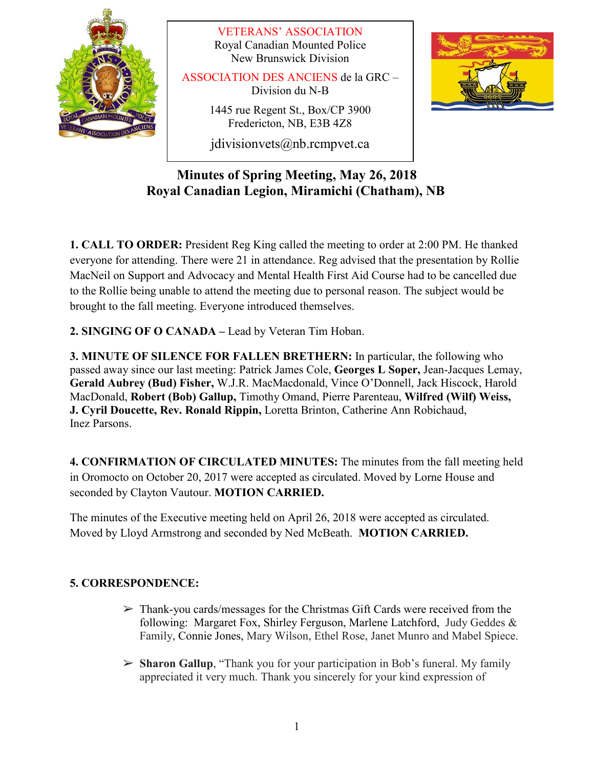VETERANS' ASSOCIATION
Royal Canadian Mounted Police
New Brunswick Division

ASSOCIATION DES ANCIENS de la GRC –
Division du N-B

1445 rue Regent St., Box/CP 3900
Fredericton, NB, E3B 4Z8

jdivisionvets@nb.rcmpvet.ca

# Minutes of Spring Meeting, May 26, 2018
# Royal Canadian Legion, Miramichi (Chatham), NB

**1. CALL TO ORDER:** President Reg King called the meeting to order at 2:00 PM. He thanked everyone for attending. There were 21 in attendance. Reg advised that the presentation by Rollie MacNeil on Support and Advocacy and Mental Health First Aid Course had to be cancelled due to the Rollie being unable to attend the meeting due to personal reason. The subject would be brought to the fall meeting. Everyone introduced themselves.

**2. SINGING OF O CANADA –** Lead by Veteran Tim Hoban.

**3. MINUTE OF SILENCE FOR FALLEN BRETHERN:** In particular, the following who passed away since our last meeting: Patrick James Cole, **Georges L Soper,** Jean-Jacques Lemay, **Gerald Aubrey (Bud) Fisher,** W.J.R. MacMacdonald, Vince O'Donnell, Jack Hiscock, Harold MacDonald, **Robert (Bob) Gallup,** Timothy Omand, Pierre Parenteau, **Wilfred (Wilf) Weiss, J. Cyril Doucette, Rev. Ronald Rippin,** Loretta Brinton, Catherine Ann Robichaud, Inez Parsons.

**4. CONFIRMATION OF CIRCULATED MINUTES:** The minutes from the fall meeting held in Oromocto on October 20, 2017 were accepted as circulated. Moved by Lorne House and seconded by Clayton Vautour. **MOTION CARRIED.**

The minutes of the Executive meeting held on April 26, 2018 were accepted as circulated. Moved by Lloyd Armstrong and seconded by Ned McBeath. **MOTION CARRIED.**

**5. CORRESPONDENCE:**

- Thank-you cards/messages for the Christmas Gift Cards were received from the following: Margaret Fox, Shirley Ferguson, Marlene Latchford, Judy Geddes & Family, Connie Jones, Mary Wilson, Ethel Rose, Janet Munro and Mabel Spiece.
- **Sharon Gallup**, "Thank you for your participation in Bob's funeral. My family appreciated it very much. Thank you sincerely for your kind expression of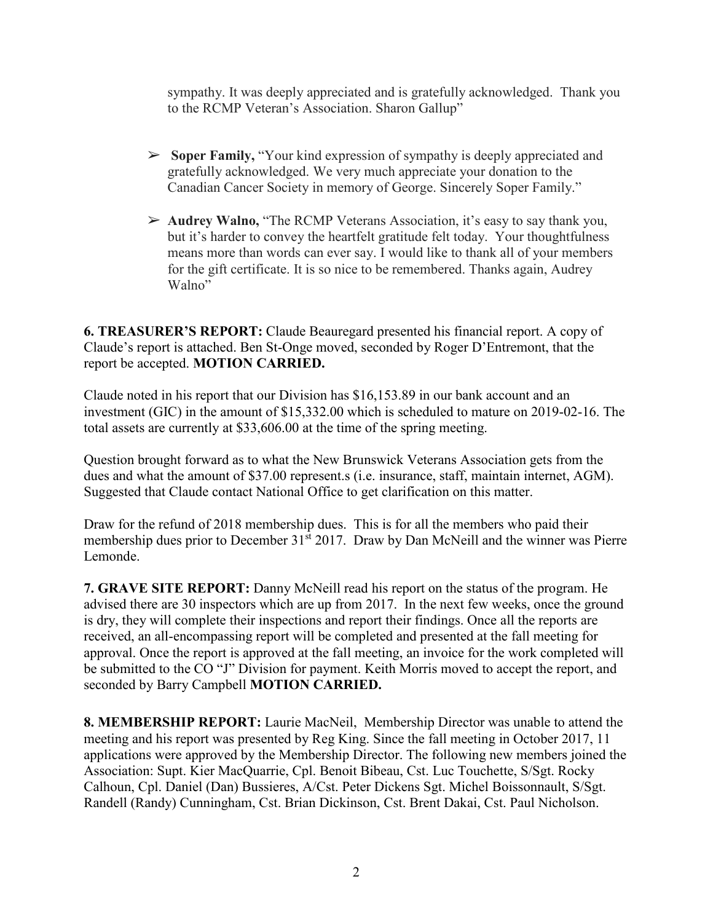sympathy. It was deeply appreciated and is gratefully acknowledged. Thank you to the RCMP Veteran's Association. Sharon Gallup"

- **Soper Family,** "Your kind expression of sympathy is deeply appreciated and gratefully acknowledged. We very much appreciate your donation to the Canadian Cancer Society in memory of George. Sincerely Soper Family."
- **Audrey Walno,** "The RCMP Veterans Association, it's easy to say thank you, but it's harder to convey the heartfelt gratitude felt today. Your thoughtfulness means more than words can ever say. I would like to thank all of your members for the gift certificate. It is so nice to be remembered. Thanks again, Audrey Walno"

**6. TREASURER'S REPORT:** Claude Beauregard presented his financial report. A copy of Claude's report is attached. Ben St-Onge moved, seconded by Roger D'Entremont, that the report be accepted. **MOTION CARRIED.**

Claude noted in his report that our Division has $16,153.89 in our bank account and an investment (GIC) in the amount of $15,332.00 which is scheduled to mature on 2019-02-16. The total assets are currently at $33,606.00 at the time of the spring meeting.

Question brought forward as to what the New Brunswick Veterans Association gets from the dues and what the amount of $37.00 represent.s (i.e. insurance, staff, maintain internet, AGM). Suggested that Claude contact National Office to get clarification on this matter.

Draw for the refund of 2018 membership dues. This is for all the members who paid their membership dues prior to December 31st 2017. Draw by Dan McNeill and the winner was Pierre Lemonde.

**7. GRAVE SITE REPORT:** Danny McNeill read his report on the status of the program. He advised there are 30 inspectors which are up from 2017. In the next few weeks, once the ground is dry, they will complete their inspections and report their findings. Once all the reports are received, an all-encompassing report will be completed and presented at the fall meeting for approval. Once the report is approved at the fall meeting, an invoice for the work completed will be submitted to the CO "J" Division for payment. Keith Morris moved to accept the report, and seconded by Barry Campbell **MOTION CARRIED.**

**8. MEMBERSHIP REPORT:** Laurie MacNeil, Membership Director was unable to attend the meeting and his report was presented by Reg King. Since the fall meeting in October 2017, 11 applications were approved by the Membership Director. The following new members joined the Association: Supt. Kier MacQuarrie, Cpl. Benoit Bibeau, Cst. Luc Touchette, S/Sgt. Rocky Calhoun, Cpl. Daniel (Dan) Bussieres, A/Cst. Peter Dickens Sgt. Michel Boissonnault, S/Sgt. Randell (Randy) Cunningham, Cst. Brian Dickinson, Cst. Brent Dakai, Cst. Paul Nicholson.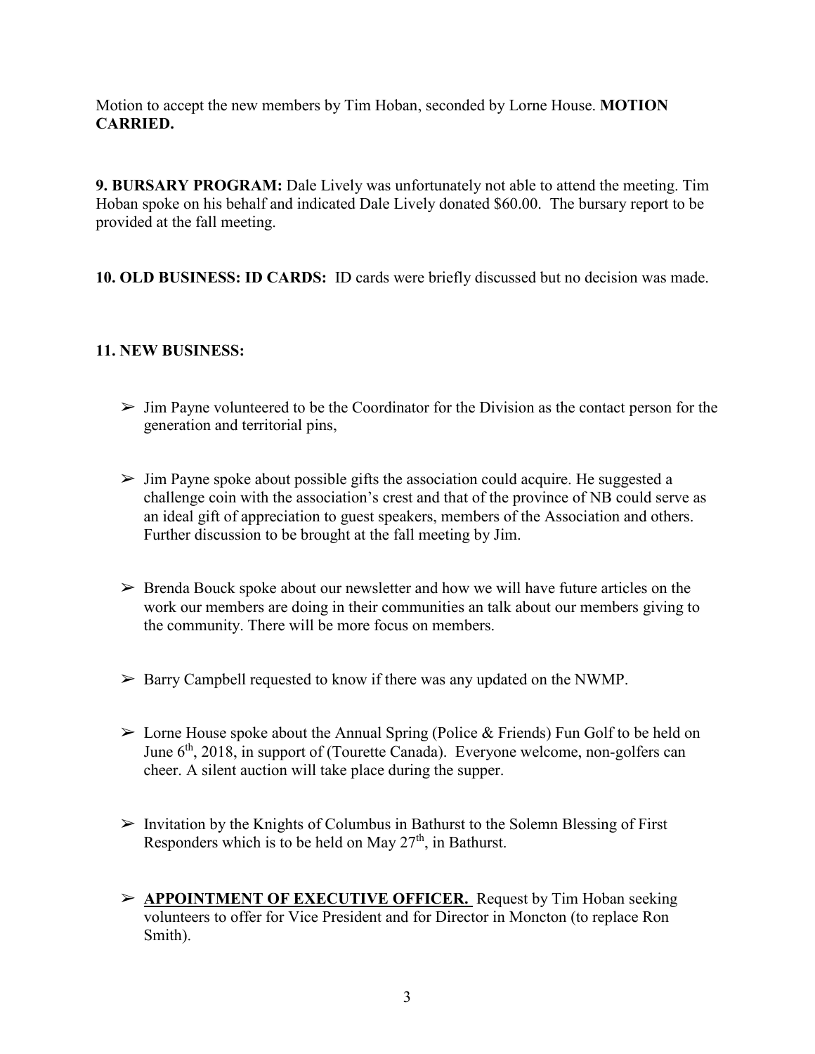Motion to accept the new members by Tim Hoban, seconded by Lorne House. **MOTION CARRIED.**

**9. BURSARY PROGRAM:** Dale Lively was unfortunately not able to attend the meeting. Tim Hoban spoke on his behalf and indicated Dale Lively donated $60.00. The bursary report to be provided at the fall meeting.

**10. OLD BUSINESS: ID CARDS:** ID cards were briefly discussed but no decision was made.

**11. NEW BUSINESS:**

- Jim Payne volunteered to be the Coordinator for the Division as the contact person for the generation and territorial pins,
- Jim Payne spoke about possible gifts the association could acquire. He suggested a challenge coin with the association's crest and that of the province of NB could serve as an ideal gift of appreciation to guest speakers, members of the Association and others. Further discussion to be brought at the fall meeting by Jim.
- Brenda Bouck spoke about our newsletter and how we will have future articles on the work our members are doing in their communities an talk about our members giving to the community. There will be more focus on members.
- Barry Campbell requested to know if there was any updated on the NWMP.
- Lorne House spoke about the Annual Spring (Police & Friends) Fun Golf to be held on June 6th, 2018, in support of (Tourette Canada). Everyone welcome, non-golfers can cheer. A silent auction will take place during the supper.
- Invitation by the Knights of Columbus in Bathurst to the Solemn Blessing of First Responders which is to be held on May 27th, in Bathurst.
- **APPOINTMENT OF EXECUTIVE OFFICER.** Request by Tim Hoban seeking volunteers to offer for Vice President and for Director in Moncton (to replace Ron Smith).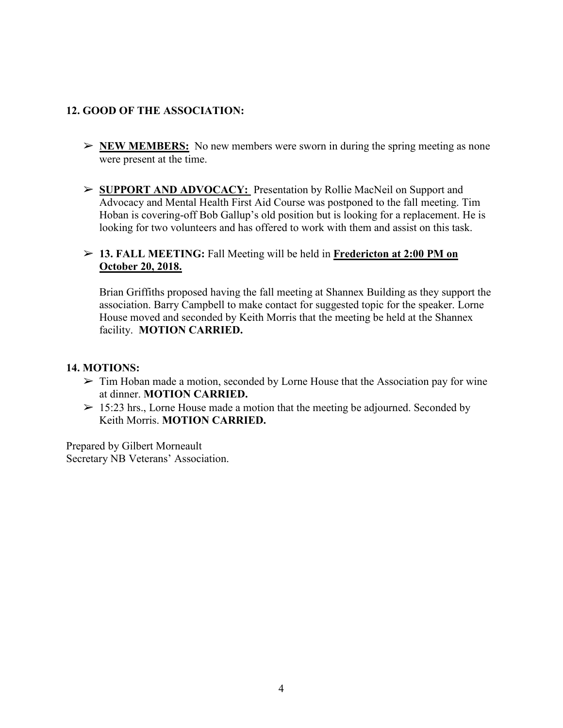**12. GOOD OF THE ASSOCIATION:**

- ➢ **NEW MEMBERS:** No new members were sworn in during the spring meeting as none were present at the time.

- ➢ **SUPPORT AND ADVOCACY:** Presentation by Rollie MacNeil on Support and Advocacy and Mental Health First Aid Course was postponed to the fall meeting. Tim Hoban is covering-off Bob Gallup's old position but is looking for a replacement. He is looking for two volunteers and has offered to work with them and assist on this task.

- ➢ **13. FALL MEETING:** Fall Meeting will be held in **Fredericton at 2:00 PM on October 20, 2018.**

  Brian Griffiths proposed having the fall meeting at Shannex Building as they support the association. Barry Campbell to make contact for suggested topic for the speaker. Lorne House moved and seconded by Keith Morris that the meeting be held at the Shannex facility. **MOTION CARRIED.**

**14. MOTIONS:**

- ➢ Tim Hoban made a motion, seconded by Lorne House that the Association pay for wine at dinner. **MOTION CARRIED.**
- ➢ 15:23 hrs., Lorne House made a motion that the meeting be adjourned. Seconded by Keith Morris. **MOTION CARRIED.**

Prepared by Gilbert Morneault
Secretary NB Veterans' Association.